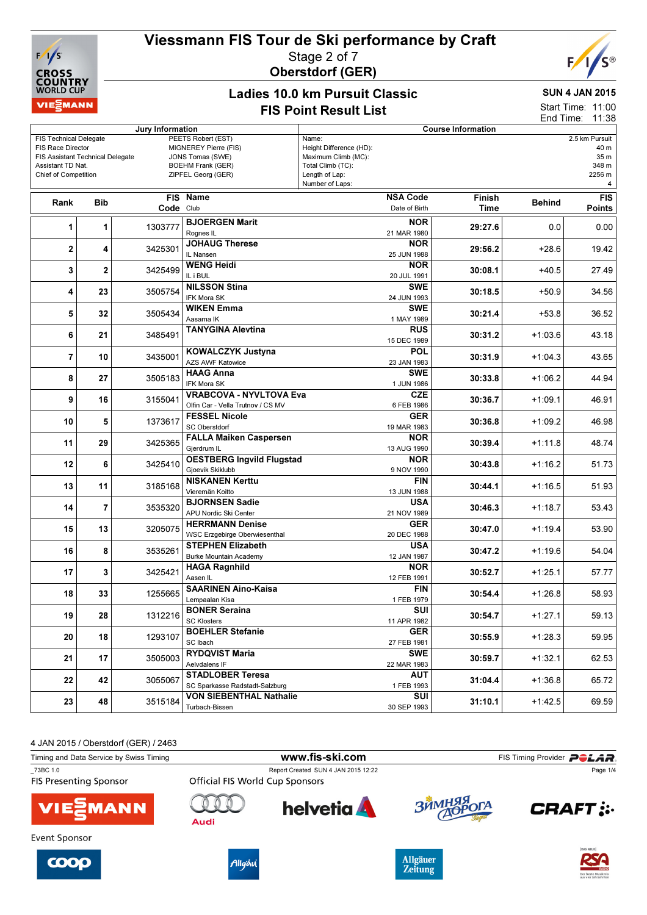# Viessmann FIS Tour de Ski performance by Craft

Stage 2 of 7

**Oberstdorf (GER)**

## Ladies 10.0 km Pursuit Classic

## FIS Point Result List

**SUN 4 JAN 2015**

Start Time: 11:00
End Time: 11:38

| Jury Information | |
|---|---|
| FIS Technical Delegate | PEETS Robert (EST) |
| FIS Race Director | MIGNEREY Pierre (FIS) |
| FIS Assistant Technical Delegate | JONS Tomas (SWE) |
| Assistant TD Nat. | BOEHM Frank (GER) |
| Chief of Competition | ZIPFEL Georg (GER) |

| Course Information | |
|---|---|
| Name: | 2.5 km Pursuit |
| Height Difference (HD): | 40 m |
| Maximum Climb (MC): | 35 m |
| Total Climb (TC): | 348 m |
| Length of Lap: | 2256 m |
| Number of Laps: | 4 |

| Rank | Bib | FIS Code | Name / Club | NSA Code / Date of Birth | Finish Time | Behind | FIS Points |
|---|---|---|---|---|---|---|---|
| 1 | 1 | 1303777 | **BJOERGEN Marit** Rognes IL | **NOR** 21 MAR 1980 | **29:27.6** | 0.0 | 0.00 |
| 2 | 4 | 3425301 | **JOHAUG Therese** IL Nansen | **NOR** 25 JUN 1988 | **29:56.2** | +28.6 | 19.42 |
| 3 | 2 | 3425499 | **WENG Heidi** IL i BUL | **NOR** 20 JUL 1991 | **30:08.1** | +40.5 | 27.49 |
| 4 | 23 | 3505754 | **NILSSON Stina** IFK Mora SK | **SWE** 24 JUN 1993 | **30:18.5** | +50.9 | 34.56 |
| 5 | 32 | 3505434 | **WIKEN Emma** Aasarna IK | **SWE** 1 MAY 1989 | **30:21.4** | +53.8 | 36.52 |
| 6 | 21 | 3485491 | **TANYGINA Alevtina** | **RUS** 15 DEC 1989 | **30:31.2** | +1:03.6 | 43.18 |
| 7 | 10 | 3435001 | **KOWALCZYK Justyna** AZS AWF Katowice | **POL** 23 JAN 1983 | **30:31.9** | +1:04.3 | 43.65 |
| 8 | 27 | 3505183 | **HAAG Anna** IFK Mora SK | **SWE** 1 JUN 1986 | **30:33.8** | +1:06.2 | 44.94 |
| 9 | 16 | 3155041 | **VRABCOVA - NYVLTOVA Eva** Olfin Car - Vella Trutnov / CS MV | **CZE** 6 FEB 1986 | **30:36.7** | +1:09.1 | 46.91 |
| 10 | 5 | 1373617 | **FESSEL Nicole** SC Oberstdorf | **GER** 19 MAR 1983 | **30:36.8** | +1:09.2 | 46.98 |
| 11 | 29 | 3425365 | **FALLA Maiken Caspersen** Gjerdrum IL | **NOR** 13 AUG 1990 | **30:39.4** | +1:11.8 | 48.74 |
| 12 | 6 | 3425410 | **OESTBERG Ingvild Flugstad** Gjoevik Skiklubb | **NOR** 9 NOV 1990 | **30:43.8** | +1:16.2 | 51.73 |
| 13 | 11 | 3185168 | **NISKANEN Kerttu** Vieremän Koitto | **FIN** 13 JUN 1988 | **30:44.1** | +1:16.5 | 51.93 |
| 14 | 7 | 3535320 | **BJORNSEN Sadie** APU Nordic Ski Center | **USA** 21 NOV 1989 | **30:46.3** | +1:18.7 | 53.43 |
| 15 | 13 | 3205075 | **HERRMANN Denise** WSC Erzgebirge Oberwiesenthal | **GER** 20 DEC 1988 | **30:47.0** | +1:19.4 | 53.90 |
| 16 | 8 | 3535261 | **STEPHEN Elizabeth** Burke Mountain Academy | **USA** 12 JAN 1987 | **30:47.2** | +1:19.6 | 54.04 |
| 17 | 3 | 3425421 | **HAGA Ragnhild** Aasen IL | **NOR** 12 FEB 1991 | **30:52.7** | +1:25.1 | 57.77 |
| 18 | 33 | 1255665 | **SAARINEN Aino-Kaisa** Lempaalan Kisa | **FIN** 1 FEB 1979 | **30:54.4** | +1:26.8 | 58.93 |
| 19 | 28 | 1312216 | **BONER Seraina** SC Klosters | **SUI** 11 APR 1982 | **30:54.7** | +1:27.1 | 59.13 |
| 20 | 18 | 1293107 | **BOEHLER Stefanie** SC Ibach | **GER** 27 FEB 1981 | **30:55.9** | +1:28.3 | 59.95 |
| 21 | 17 | 3505003 | **RYDQVIST Maria** Aelvdalens IF | **SWE** 22 MAR 1983 | **30:59.7** | +1:32.1 | 62.53 |
| 22 | 42 | 3055067 | **STADLOBER Teresa** SC Sparkasse Radstadt-Salzburg | **AUT** 1 FEB 1993 | **31:04.4** | +1:36.8 | 65.72 |
| 23 | 48 | 3515184 | **VON SIEBENTHAL Nathalie** Turbach-Bissen | **SUI** 30 SEP 1993 | **31:10.1** | +1:42.5 | 69.59 |

4 JAN 2015 / Oberstdorf (GER) / 2463

Timing and Data Service by Swiss Timing | www.fis-ski.com | FIS Timing Provider POLAR

_73BC 1.0 | Report Created SUN 4 JAN 2015 12:22

FIS Presenting Sponsor: VIESSMANN

Official FIS World Cup Sponsors: Audi, helvetia, Зимняя дорога, CRAFT

Event Sponsor: coop, Allgäu, Allgäuer Zeitung, RSA Radio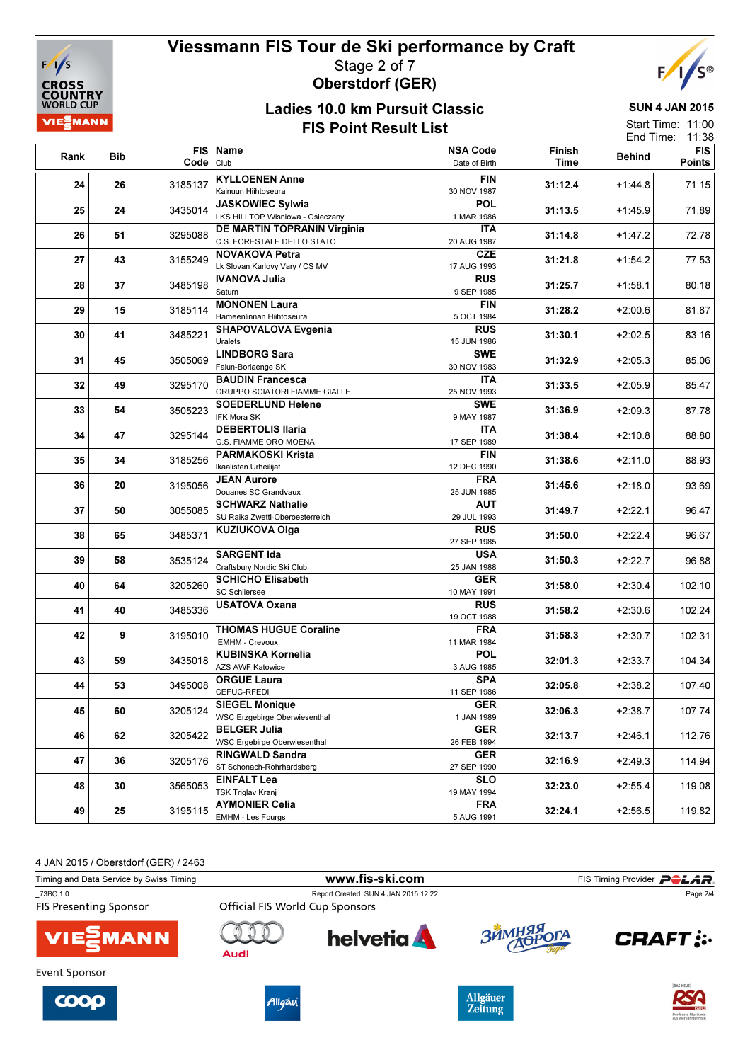# Viessmann FIS Tour de Ski performance by Craft

Stage 2 of 7

Oberstdorf (GER)

## Ladies 10.0 km Pursuit Classic

## FIS Point Result List

SUN 4 JAN 2015

Start Time: 11:00

End Time: 11:38

| Rank | Bib | FIS Code | Name / Club | NSA Code / Date of Birth | Finish Time | Behind | FIS Points |
|---|---|---|---|---|---|---|---|
| 24 | 26 | 3185137 | **KYLLOENEN Anne**<br>Kainuun Hiihtoseura | **FIN**<br>30 NOV 1987 | **31:12.4** | +1:44.8 | 71.15 |
| 25 | 24 | 3435014 | **JASKOWIEC Sylwia**<br>LKS HILLTOP Wisniowa - Osieczany | **POL**<br>1 MAR 1986 | **31:13.5** | +1:45.9 | 71.89 |
| 26 | 51 | 3295088 | **DE MARTIN TOPRANIN Virginia**<br>C.S. FORESTALE DELLO STATO | **ITA**<br>20 AUG 1987 | **31:14.8** | +1:47.2 | 72.78 |
| 27 | 43 | 3155249 | **NOVAKOVA Petra**<br>Lk Slovan Karlovy Vary / CS MV | **CZE**<br>17 AUG 1993 | **31:21.8** | +1:54.2 | 77.53 |
| 28 | 37 | 3485198 | **IVANOVA Julia**<br>Saturn | **RUS**<br>9 SEP 1985 | **31:25.7** | +1:58.1 | 80.18 |
| 29 | 15 | 3185114 | **MONONEN Laura**<br>Hameenlinnan Hiihtoseura | **FIN**<br>5 OCT 1984 | **31:28.2** | +2:00.6 | 81.87 |
| 30 | 41 | 3485221 | **SHAPOVALOVA Evgenia**<br>Uralets | **RUS**<br>15 JUN 1986 | **31:30.1** | +2:02.5 | 83.16 |
| 31 | 45 | 3505069 | **LINDBORG Sara**<br>Falun-Borlaenge SK | **SWE**<br>30 NOV 1983 | **31:32.9** | +2:05.3 | 85.06 |
| 32 | 49 | 3295170 | **BAUDIN Francesca**<br>GRUPPO SCIATORI FIAMME GIALLE | **ITA**<br>25 NOV 1993 | **31:33.5** | +2:05.9 | 85.47 |
| 33 | 54 | 3505223 | **SOEDERLUND Helene**<br>IFK Mora SK | **SWE**<br>9 MAY 1987 | **31:36.9** | +2:09.3 | 87.78 |
| 34 | 47 | 3295144 | **DEBERTOLIS Ilaria**<br>G.S. FIAMME ORO MOENA | **ITA**<br>17 SEP 1989 | **31:38.4** | +2:10.8 | 88.80 |
| 35 | 34 | 3185256 | **PARMAKOSKI Krista**<br>Ikaalisten Urheilijat | **FIN**<br>12 DEC 1990 | **31:38.6** | +2:11.0 | 88.93 |
| 36 | 20 | 3195056 | **JEAN Aurore**<br>Douanes SC Grandvaux | **FRA**<br>25 JUN 1985 | **31:45.6** | +2:18.0 | 93.69 |
| 37 | 50 | 3055085 | **SCHWARZ Nathalie**<br>SU Raika Zwettl-Oberoesterreich | **AUT**<br>29 JUL 1993 | **31:49.7** | +2:22.1 | 96.47 |
| 38 | 65 | 3485371 | **KUZIUKOVA Olga** | **RUS**<br>27 SEP 1985 | **31:50.0** | +2:22.4 | 96.67 |
| 39 | 58 | 3535124 | **SARGENT Ida**<br>Craftsbury Nordic Ski Club | **USA**<br>25 JAN 1988 | **31:50.3** | +2:22.7 | 96.88 |
| 40 | 64 | 3205260 | **SCHICHO Elisabeth**<br>SC Schliersee | **GER**<br>10 MAY 1991 | **31:58.0** | +2:30.4 | 102.10 |
| 41 | 40 | 3485336 | **USATOVA Oxana** | **RUS**<br>19 OCT 1988 | **31:58.2** | +2:30.6 | 102.24 |
| 42 | 9 | 3195010 | **THOMAS HUGUE Coraline**<br>EMHM - Crevoux | **FRA**<br>11 MAR 1984 | **31:58.3** | +2:30.7 | 102.31 |
| 43 | 59 | 3435018 | **KUBINSKA Kornelia**<br>AZS AWF Katowice | **POL**<br>3 AUG 1985 | **32:01.3** | +2:33.7 | 104.34 |
| 44 | 53 | 3495008 | **ORGUE Laura**<br>CEFUC-RFEDI | **SPA**<br>11 SEP 1986 | **32:05.8** | +2:38.2 | 107.40 |
| 45 | 60 | 3205124 | **SIEGEL Monique**<br>WSC Erzgebirge Oberwiesenthal | **GER**<br>1 JAN 1989 | **32:06.3** | +2:38.7 | 107.74 |
| 46 | 62 | 3205422 | **BELGER Julia**<br>WSC Ergebirge Oberwiesenthal | **GER**<br>26 FEB 1994 | **32:13.7** | +2:46.1 | 112.76 |
| 47 | 36 | 3205176 | **RINGWALD Sandra**<br>ST Schonach-Rohrhardsberg | **GER**<br>27 SEP 1990 | **32:16.9** | +2:49.3 | 114.94 |
| 48 | 30 | 3565053 | **EINFALT Lea**<br>TSK Triglav Kranj | **SLO**<br>19 MAY 1994 | **32:23.0** | +2:55.4 | 119.08 |
| 49 | 25 | 3195115 | **AYMONIER Celia**<br>EMHM - Les Fourgs | **FRA**<br>5 AUG 1991 | **32:24.1** | +2:56.5 | 119.82 |

4 JAN 2015 / Oberstdorf (GER) / 2463

Timing and Data Service by Swiss Timing — www.fis-ski.com — FIS Timing Provider POLAR

_73BC 1.0 — Report Created SUN 4 JAN 2015 12:22

FIS Presenting Sponsor — Official FIS World Cup Sponsors

Event Sponsor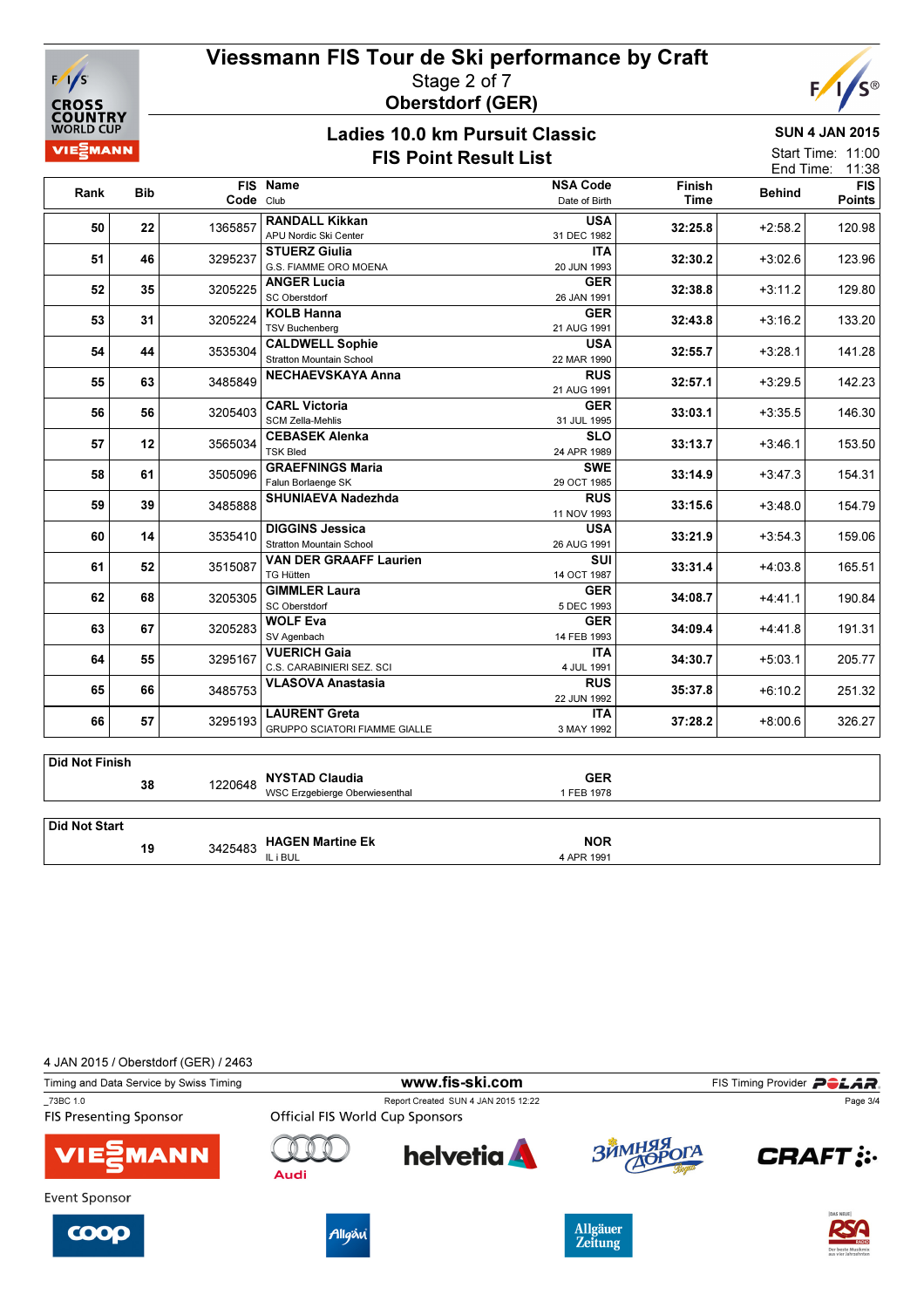# Viessmann FIS Tour de Ski performance by Craft

Stage 2 of 7

Oberstdorf (GER)

## Ladies 10.0 km Pursuit Classic

## FIS Point Result List

SUN 4 JAN 2015

Start Time: 11:00

End Time: 11:38

| Rank | Bib | FIS Code | Name / Club | NSA Code / Date of Birth | Finish Time | Behind | FIS Points |
|---|---|---|---|---|---|---|---|
| 50 | 22 | 1365857 | **RANDALL Kikkan** APU Nordic Ski Center | **USA** 31 DEC 1982 | 32:25.8 | +2:58.2 | 120.98 |
| 51 | 46 | 3295237 | **STUERZ Giulia** G.S. FIAMME ORO MOENA | **ITA** 20 JUN 1993 | 32:30.2 | +3:02.6 | 123.96 |
| 52 | 35 | 3205225 | **ANGER Lucia** SC Oberstdorf | **GER** 26 JAN 1991 | 32:38.8 | +3:11.2 | 129.80 |
| 53 | 31 | 3205224 | **KOLB Hanna** TSV Buchenberg | **GER** 21 AUG 1991 | 32:43.8 | +3:16.2 | 133.20 |
| 54 | 44 | 3535304 | **CALDWELL Sophie** Stratton Mountain School | **USA** 22 MAR 1990 | 32:55.7 | +3:28.1 | 141.28 |
| 55 | 63 | 3485849 | **NECHAEVSKAYA Anna** | **RUS** 21 AUG 1991 | 32:57.1 | +3:29.5 | 142.23 |
| 56 | 56 | 3205403 | **CARL Victoria** SCM Zella-Mehlis | **GER** 31 JUL 1995 | 33:03.1 | +3:35.5 | 146.30 |
| 57 | 12 | 3565034 | **CEBASEK Alenka** TSK Bled | **SLO** 24 APR 1989 | 33:13.7 | +3:46.1 | 153.50 |
| 58 | 61 | 3505096 | **GRAEFNINGS Maria** Falun Borlaenge SK | **SWE** 29 OCT 1985 | 33:14.9 | +3:47.3 | 154.31 |
| 59 | 39 | 3485888 | **SHUNIAEVA Nadezhda** | **RUS** 11 NOV 1993 | 33:15.6 | +3:48.0 | 154.79 |
| 60 | 14 | 3535410 | **DIGGINS Jessica** Stratton Mountain School | **USA** 26 AUG 1991 | 33:21.9 | +3:54.3 | 159.06 |
| 61 | 52 | 3515087 | **VAN DER GRAAFF Laurien** TG Hütten | **SUI** 14 OCT 1987 | 33:31.4 | +4:03.8 | 165.51 |
| 62 | 68 | 3205305 | **GIMMLER Laura** SC Oberstdorf | **GER** 5 DEC 1993 | 34:08.7 | +4:41.1 | 190.84 |
| 63 | 67 | 3205283 | **WOLF Eva** SV Agenbach | **GER** 14 FEB 1993 | 34:09.4 | +4:41.8 | 191.31 |
| 64 | 55 | 3295167 | **VUERICH Gaia** C.S. CARABINIERI SEZ. SCI | **ITA** 4 JUL 1991 | 34:30.7 | +5:03.1 | 205.77 |
| 65 | 66 | 3485753 | **VLASOVA Anastasia** | **RUS** 22 JUN 1992 | 35:37.8 | +6:10.2 | 251.32 |
| 66 | 57 | 3295193 | **LAURENT Greta** GRUPPO SCIATORI FIAMME GIALLE | **ITA** 3 MAY 1992 | 37:28.2 | +8:00.6 | 326.27 |

**Did Not Finish**

| Bib | FIS Code | Name / Club | NSA Code / Date of Birth |
|---|---|---|---|
| 38 | 1220648 | **NYSTAD Claudia** WSC Erzgebierge Oberwiesenthal | **GER** 1 FEB 1978 |

**Did Not Start**

| Bib | FIS Code | Name / Club | NSA Code / Date of Birth |
|---|---|---|---|
| 19 | 3425483 | **HAGEN Martine Ek** IL i BUL | **NOR** 4 APR 1991 |

4 JAN 2015 / Oberstdorf (GER) / 2463

Timing and Data Service by Swiss Timing — www.fis-ski.com — FIS Timing Provider POLAR

_73BC 1.0 — Report Created SUN 4 JAN 2015 12:22

FIS Presenting Sponsor: VIESSMANN

Official FIS World Cup Sponsors: Audi, helvetia, Зимняя Дорога, CRAFT

Event Sponsor: coop, Allgäu, Allgäuer Zeitung, RSA Radio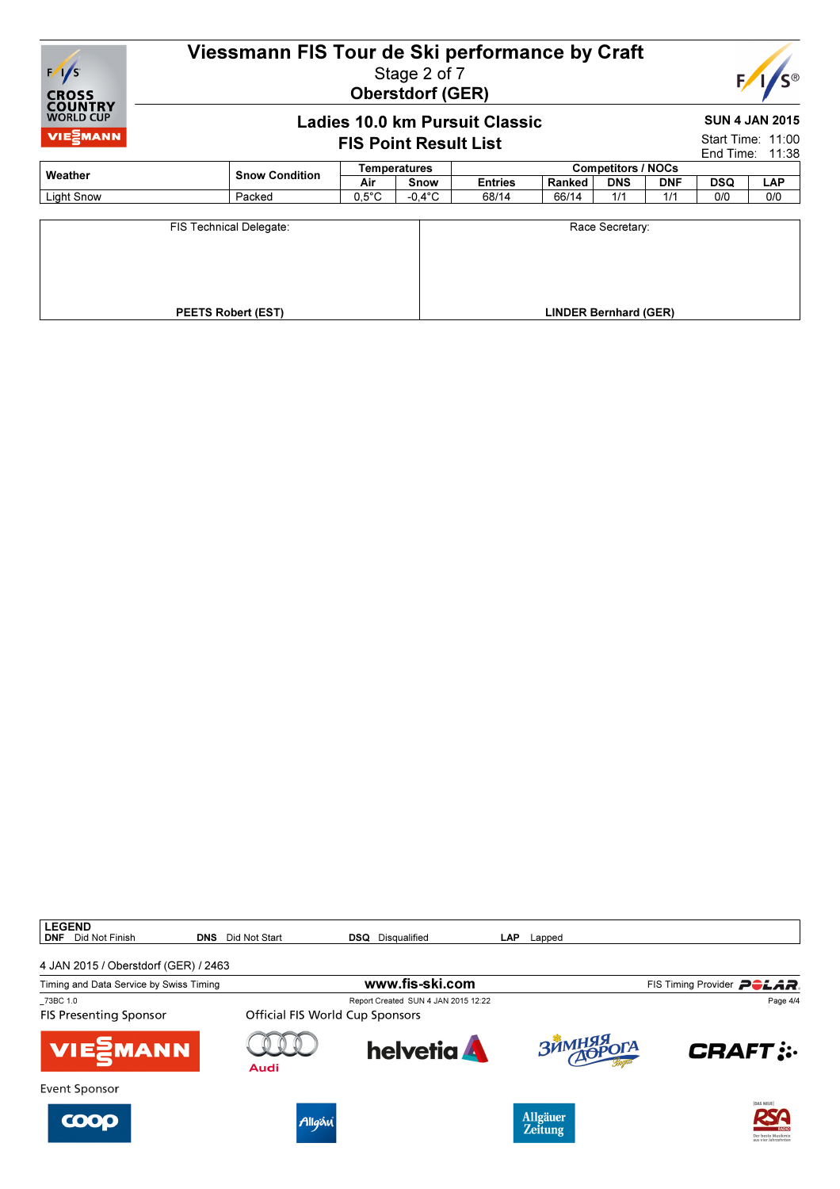# Viessmann FIS Tour de Ski performance by Craft

Stage 2 of 7

**Oberstdorf (GER)**

## Ladies 10.0 km Pursuit Classic

## FIS Point Result List

**SUN 4 JAN 2015**

Start Time: 11:00
End Time: 11:38

| Weather | Snow Condition | Temperatures | | Competitors / NOCs | | | | | |
|---|---|---|---|---|---|---|---|---|---|
| | | Air | Snow | Entries | Ranked | DNS | DNF | DSQ | LAP |
| Light Snow | Packed | 0,5°C | -0,4°C | 68/14 | 66/14 | 1/1 | 1/1 | 0/0 | 0/0 |

| FIS Technical Delegate: | Race Secretary: |
|---|---|
| **PEETS Robert (EST)** | **LINDER Bernhard (GER)** |

**LEGEND**
**DNF** Did Not Finish **DNS** Did Not Start **DSQ** Disqualified **LAP** Lapped

4 JAN 2015 / Oberstdorf (GER) / 2463

Timing and Data Service by Swiss Timing

www.fis-ski.com

FIS Timing Provider POLAR

_73BC 1.0

Report Created SUN 4 JAN 2015 12:22

FIS Presenting Sponsor

Official FIS World Cup Sponsors

Event Sponsor